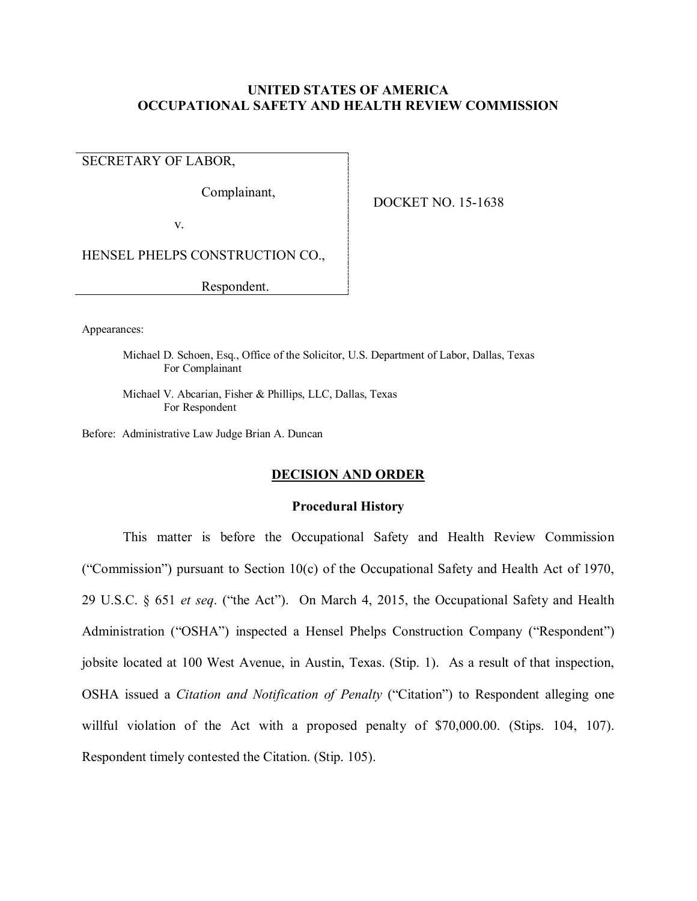**UNITED STATES OF AMERICA**
**OCCUPATIONAL SAFETY AND HEALTH REVIEW COMMISSION**

| | |
|---|---|
| SECRETARY OF LABOR,<br><br>Complainant,<br><br>v.<br><br>HENSEL PHELPS CONSTRUCTION CO.,<br><br>Respondent. | DOCKET NO. 15-1638 |

Appearances:

Michael D. Schoen, Esq., Office of the Solicitor, U.S. Department of Labor, Dallas, Texas
For Complainant

Michael V. Abcarian, Fisher & Phillips, LLC, Dallas, Texas
For Respondent

Before: Administrative Law Judge Brian A. Duncan

## DECISION AND ORDER

### Procedural History

This matter is before the Occupational Safety and Health Review Commission ("Commission") pursuant to Section 10(c) of the Occupational Safety and Health Act of 1970, 29 U.S.C. § 651 *et seq*. ("the Act"). On March 4, 2015, the Occupational Safety and Health Administration ("OSHA") inspected a Hensel Phelps Construction Company ("Respondent") jobsite located at 100 West Avenue, in Austin, Texas. (Stip. 1). As a result of that inspection, OSHA issued a *Citation and Notification of Penalty* ("Citation") to Respondent alleging one willful violation of the Act with a proposed penalty of $70,000.00. (Stips. 104, 107). Respondent timely contested the Citation. (Stip. 105).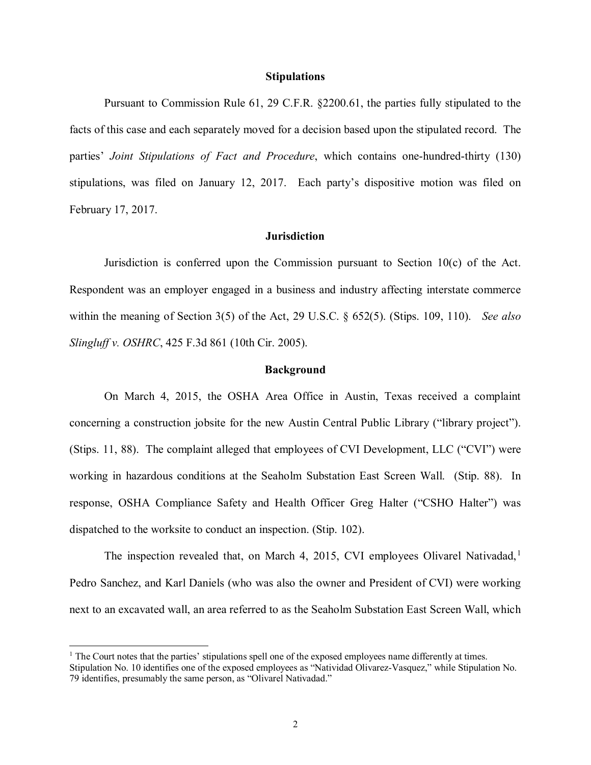## Stipulations

Pursuant to Commission Rule 61, 29 C.F.R. §2200.61, the parties fully stipulated to the facts of this case and each separately moved for a decision based upon the stipulated record. The parties' *Joint Stipulations of Fact and Procedure*, which contains one-hundred-thirty (130) stipulations, was filed on January 12, 2017. Each party's dispositive motion was filed on February 17, 2017.

## Jurisdiction

Jurisdiction is conferred upon the Commission pursuant to Section 10(c) of the Act. Respondent was an employer engaged in a business and industry affecting interstate commerce within the meaning of Section 3(5) of the Act, 29 U.S.C. § 652(5). (Stips. 109, 110). *See also Slingluff v. OSHRC*, 425 F.3d 861 (10th Cir. 2005).

## Background

On March 4, 2015, the OSHA Area Office in Austin, Texas received a complaint concerning a construction jobsite for the new Austin Central Public Library ("library project"). (Stips. 11, 88). The complaint alleged that employees of CVI Development, LLC ("CVI") were working in hazardous conditions at the Seaholm Substation East Screen Wall. (Stip. 88). In response, OSHA Compliance Safety and Health Officer Greg Halter ("CSHO Halter") was dispatched to the worksite to conduct an inspection. (Stip. 102).

The inspection revealed that, on March 4, 2015, CVI employees Olivarel Nativadad,[1] Pedro Sanchez, and Karl Daniels (who was also the owner and President of CVI) were working next to an excavated wall, an area referred to as the Seaholm Substation East Screen Wall, which

[1] The Court notes that the parties' stipulations spell one of the exposed employees name differently at times. Stipulation No. 10 identifies one of the exposed employees as "Natividad Olivarez-Vasquez," while Stipulation No. 79 identifies, presumably the same person, as "Olivarel Nativadad."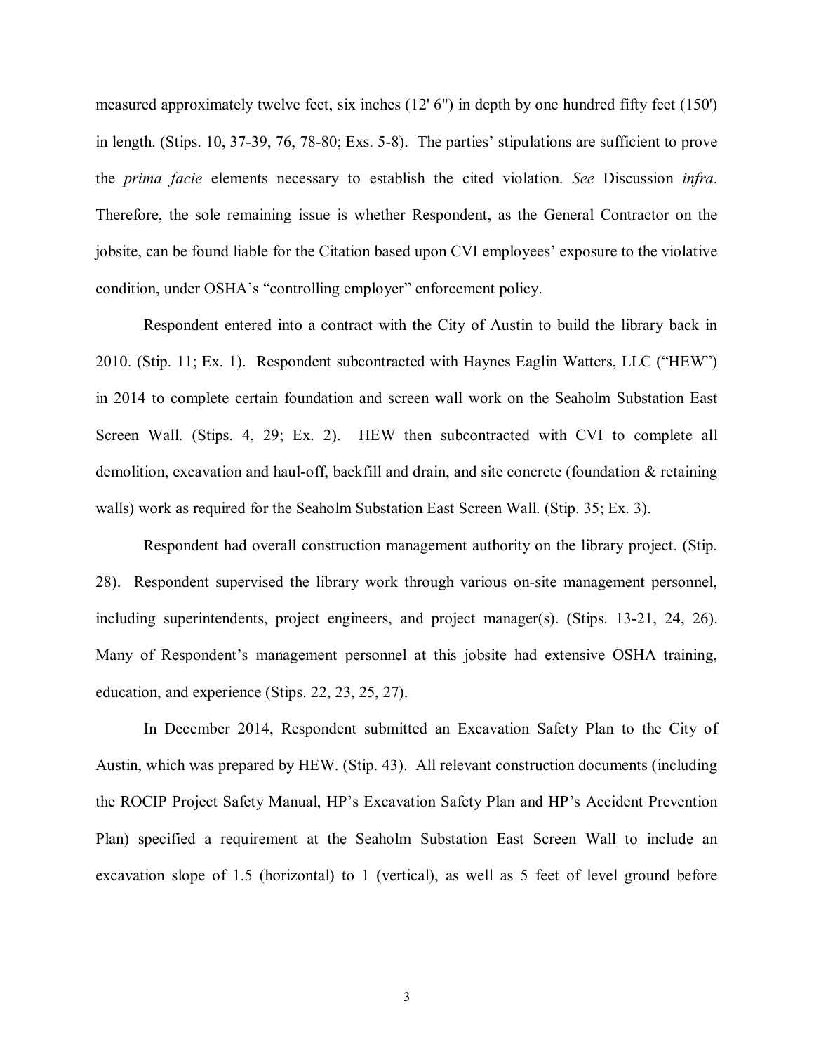measured approximately twelve feet, six inches (12' 6") in depth by one hundred fifty feet (150') in length. (Stips. 10, 37-39, 76, 78-80; Exs. 5-8). The parties' stipulations are sufficient to prove the *prima facie* elements necessary to establish the cited violation. *See* Discussion *infra*. Therefore, the sole remaining issue is whether Respondent, as the General Contractor on the jobsite, can be found liable for the Citation based upon CVI employees' exposure to the violative condition, under OSHA's "controlling employer" enforcement policy.

Respondent entered into a contract with the City of Austin to build the library back in 2010. (Stip. 11; Ex. 1). Respondent subcontracted with Haynes Eaglin Watters, LLC ("HEW") in 2014 to complete certain foundation and screen wall work on the Seaholm Substation East Screen Wall. (Stips. 4, 29; Ex. 2). HEW then subcontracted with CVI to complete all demolition, excavation and haul-off, backfill and drain, and site concrete (foundation & retaining walls) work as required for the Seaholm Substation East Screen Wall. (Stip. 35; Ex. 3).

Respondent had overall construction management authority on the library project. (Stip. 28). Respondent supervised the library work through various on-site management personnel, including superintendents, project engineers, and project manager(s). (Stips. 13-21, 24, 26). Many of Respondent's management personnel at this jobsite had extensive OSHA training, education, and experience (Stips. 22, 23, 25, 27).

In December 2014, Respondent submitted an Excavation Safety Plan to the City of Austin, which was prepared by HEW. (Stip. 43). All relevant construction documents (including the ROCIP Project Safety Manual, HP's Excavation Safety Plan and HP's Accident Prevention Plan) specified a requirement at the Seaholm Substation East Screen Wall to include an excavation slope of 1.5 (horizontal) to 1 (vertical), as well as 5 feet of level ground before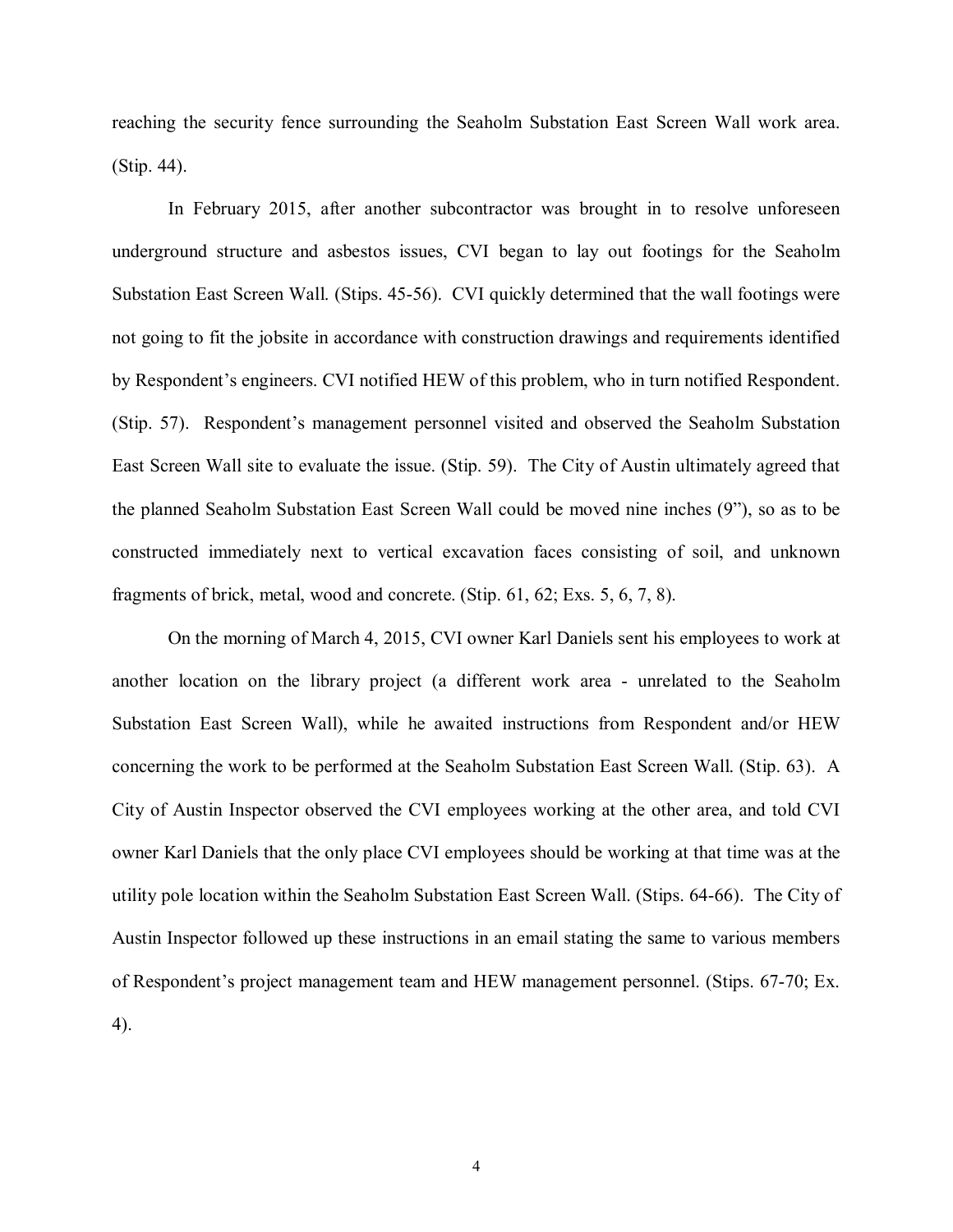reaching the security fence surrounding the Seaholm Substation East Screen Wall work area. (Stip. 44).

In February 2015, after another subcontractor was brought in to resolve unforeseen underground structure and asbestos issues, CVI began to lay out footings for the Seaholm Substation East Screen Wall. (Stips. 45-56). CVI quickly determined that the wall footings were not going to fit the jobsite in accordance with construction drawings and requirements identified by Respondent's engineers. CVI notified HEW of this problem, who in turn notified Respondent. (Stip. 57). Respondent's management personnel visited and observed the Seaholm Substation East Screen Wall site to evaluate the issue. (Stip. 59). The City of Austin ultimately agreed that the planned Seaholm Substation East Screen Wall could be moved nine inches (9"), so as to be constructed immediately next to vertical excavation faces consisting of soil, and unknown fragments of brick, metal, wood and concrete. (Stip. 61, 62; Exs. 5, 6, 7, 8).

On the morning of March 4, 2015, CVI owner Karl Daniels sent his employees to work at another location on the library project (a different work area - unrelated to the Seaholm Substation East Screen Wall), while he awaited instructions from Respondent and/or HEW concerning the work to be performed at the Seaholm Substation East Screen Wall. (Stip. 63). A City of Austin Inspector observed the CVI employees working at the other area, and told CVI owner Karl Daniels that the only place CVI employees should be working at that time was at the utility pole location within the Seaholm Substation East Screen Wall. (Stips. 64-66). The City of Austin Inspector followed up these instructions in an email stating the same to various members of Respondent's project management team and HEW management personnel. (Stips. 67-70; Ex. 4).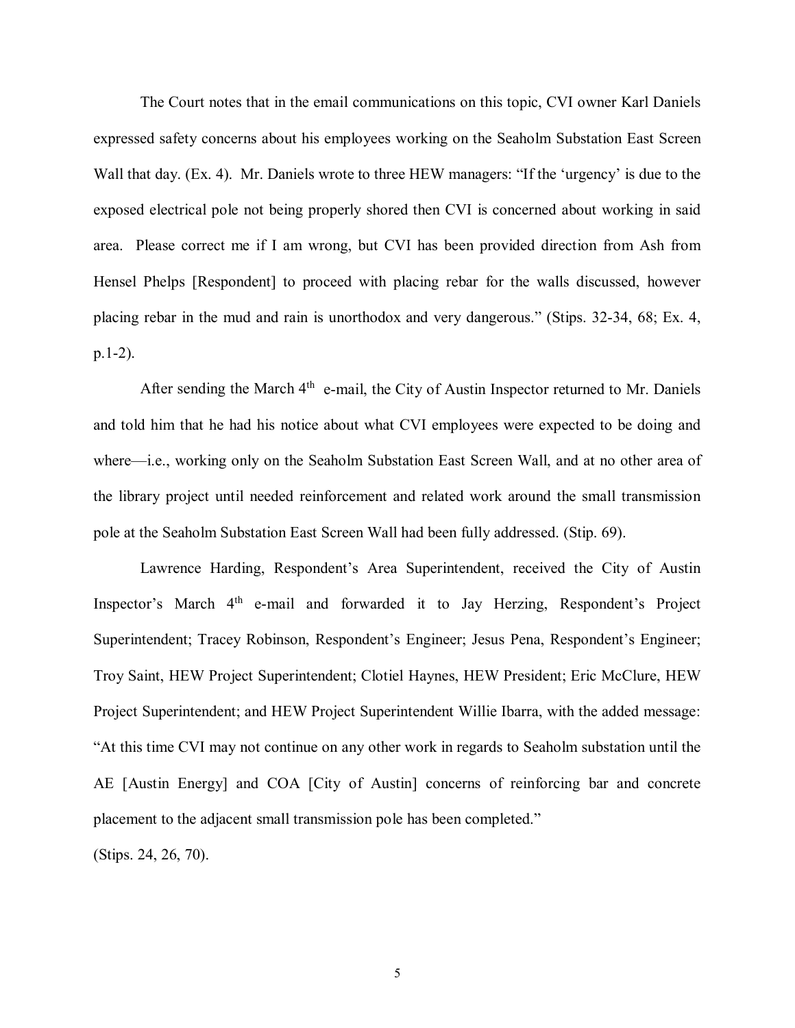The Court notes that in the email communications on this topic, CVI owner Karl Daniels expressed safety concerns about his employees working on the Seaholm Substation East Screen Wall that day. (Ex. 4). Mr. Daniels wrote to three HEW managers: "If the 'urgency' is due to the exposed electrical pole not being properly shored then CVI is concerned about working in said area. Please correct me if I am wrong, but CVI has been provided direction from Ash from Hensel Phelps [Respondent] to proceed with placing rebar for the walls discussed, however placing rebar in the mud and rain is unorthodox and very dangerous." (Stips. 32-34, 68; Ex. 4, p.1-2).

After sending the March 4th e-mail, the City of Austin Inspector returned to Mr. Daniels and told him that he had his notice about what CVI employees were expected to be doing and where—i.e., working only on the Seaholm Substation East Screen Wall, and at no other area of the library project until needed reinforcement and related work around the small transmission pole at the Seaholm Substation East Screen Wall had been fully addressed. (Stip. 69).

Lawrence Harding, Respondent's Area Superintendent, received the City of Austin Inspector's March 4th e-mail and forwarded it to Jay Herzing, Respondent's Project Superintendent; Tracey Robinson, Respondent's Engineer; Jesus Pena, Respondent's Engineer; Troy Saint, HEW Project Superintendent; Clotiel Haynes, HEW President; Eric McClure, HEW Project Superintendent; and HEW Project Superintendent Willie Ibarra, with the added message: "At this time CVI may not continue on any other work in regards to Seaholm substation until the AE [Austin Energy] and COA [City of Austin] concerns of reinforcing bar and concrete placement to the adjacent small transmission pole has been completed."

(Stips. 24, 26, 70).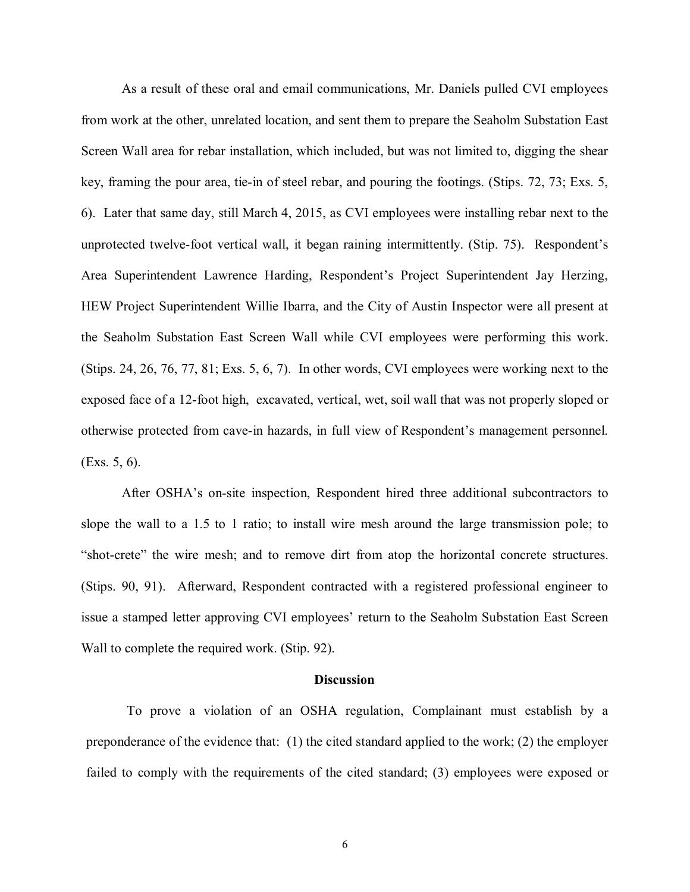As a result of these oral and email communications, Mr. Daniels pulled CVI employees from work at the other, unrelated location, and sent them to prepare the Seaholm Substation East Screen Wall area for rebar installation, which included, but was not limited to, digging the shear key, framing the pour area, tie-in of steel rebar, and pouring the footings. (Stips. 72, 73; Exs. 5, 6). Later that same day, still March 4, 2015, as CVI employees were installing rebar next to the unprotected twelve-foot vertical wall, it began raining intermittently. (Stip. 75). Respondent's Area Superintendent Lawrence Harding, Respondent's Project Superintendent Jay Herzing, HEW Project Superintendent Willie Ibarra, and the City of Austin Inspector were all present at the Seaholm Substation East Screen Wall while CVI employees were performing this work. (Stips. 24, 26, 76, 77, 81; Exs. 5, 6, 7). In other words, CVI employees were working next to the exposed face of a 12-foot high, excavated, vertical, wet, soil wall that was not properly sloped or otherwise protected from cave-in hazards, in full view of Respondent's management personnel. (Exs. 5, 6).

After OSHA's on-site inspection, Respondent hired three additional subcontractors to slope the wall to a 1.5 to 1 ratio; to install wire mesh around the large transmission pole; to "shot-crete" the wire mesh; and to remove dirt from atop the horizontal concrete structures. (Stips. 90, 91). Afterward, Respondent contracted with a registered professional engineer to issue a stamped letter approving CVI employees' return to the Seaholm Substation East Screen Wall to complete the required work. (Stip. 92).

## Discussion

To prove a violation of an OSHA regulation, Complainant must establish by a preponderance of the evidence that: (1) the cited standard applied to the work; (2) the employer failed to comply with the requirements of the cited standard; (3) employees were exposed or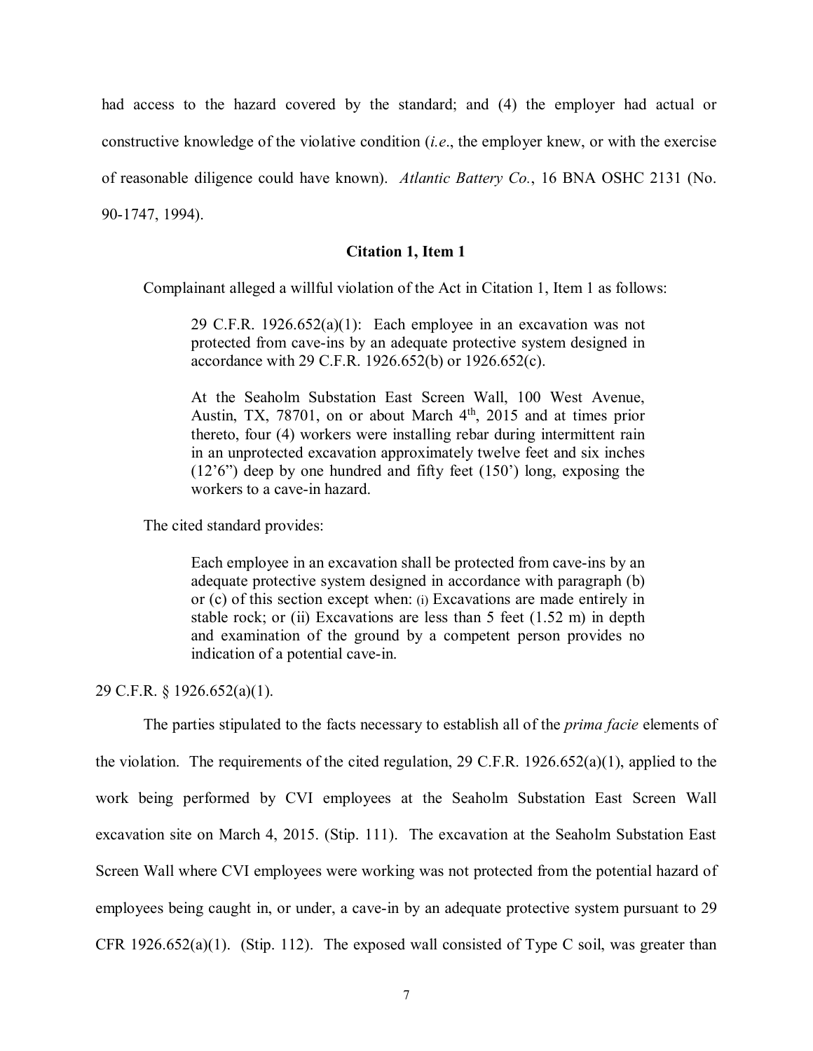had access to the hazard covered by the standard; and (4) the employer had actual or constructive knowledge of the violative condition (*i.e*., the employer knew, or with the exercise of reasonable diligence could have known). *Atlantic Battery Co.*, 16 BNA OSHC 2131 (No. 90-1747, 1994).

**Citation 1, Item 1**

Complainant alleged a willful violation of the Act in Citation 1, Item 1 as follows:

> 29 C.F.R. 1926.652(a)(1): Each employee in an excavation was not protected from cave-ins by an adequate protective system designed in accordance with 29 C.F.R. 1926.652(b) or 1926.652(c).
>
> At the Seaholm Substation East Screen Wall, 100 West Avenue, Austin, TX, 78701, on or about March 4th, 2015 and at times prior thereto, four (4) workers were installing rebar during intermittent rain in an unprotected excavation approximately twelve feet and six inches (12'6") deep by one hundred and fifty feet (150') long, exposing the workers to a cave-in hazard.

The cited standard provides:

> Each employee in an excavation shall be protected from cave-ins by an adequate protective system designed in accordance with paragraph (b) or (c) of this section except when: (i) Excavations are made entirely in stable rock; or (ii) Excavations are less than 5 feet (1.52 m) in depth and examination of the ground by a competent person provides no indication of a potential cave-in.

29 C.F.R. § 1926.652(a)(1).

The parties stipulated to the facts necessary to establish all of the *prima facie* elements of the violation. The requirements of the cited regulation, 29 C.F.R. 1926.652(a)(1), applied to the work being performed by CVI employees at the Seaholm Substation East Screen Wall excavation site on March 4, 2015. (Stip. 111). The excavation at the Seaholm Substation East Screen Wall where CVI employees were working was not protected from the potential hazard of employees being caught in, or under, a cave-in by an adequate protective system pursuant to 29 CFR 1926.652(a)(1). (Stip. 112). The exposed wall consisted of Type C soil, was greater than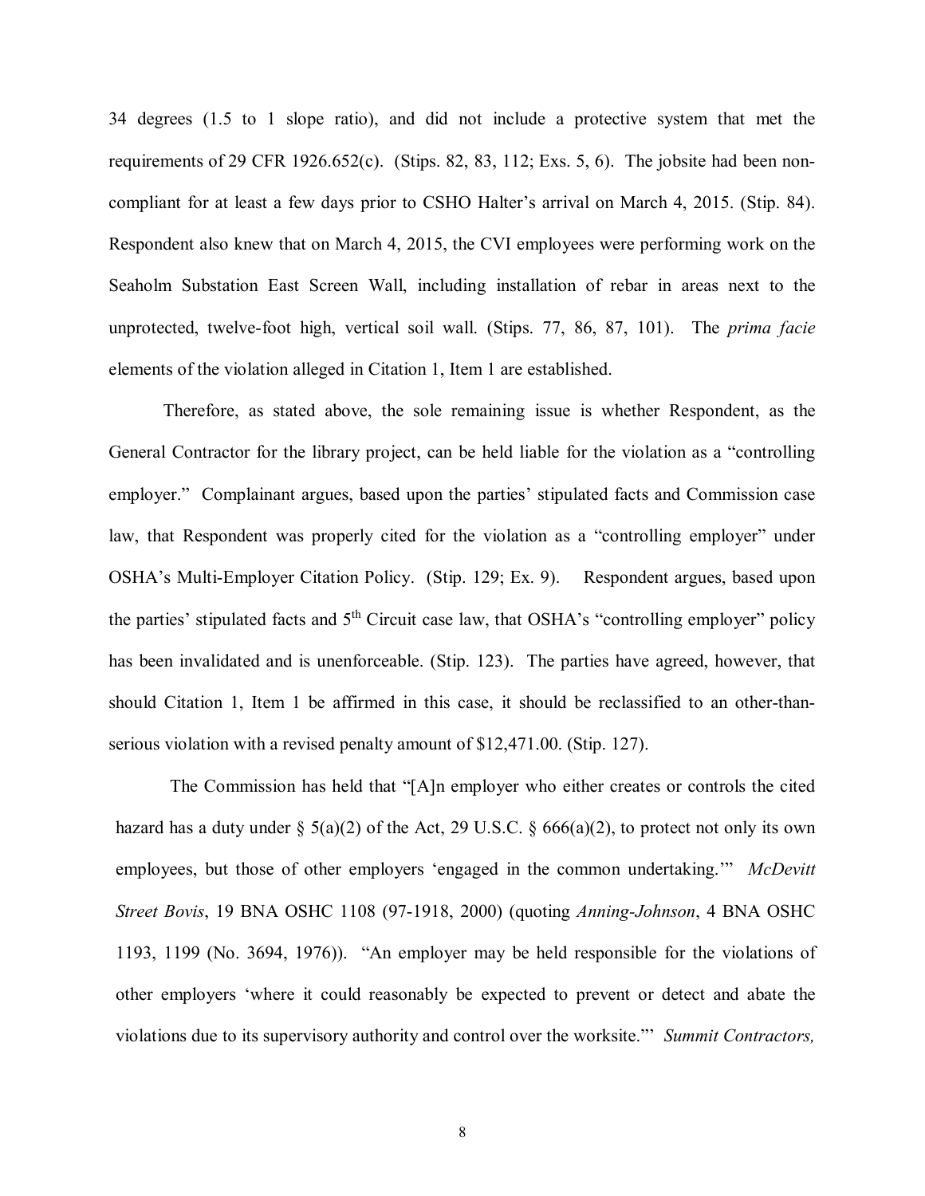34 degrees (1.5 to 1 slope ratio), and did not include a protective system that met the requirements of 29 CFR 1926.652(c). (Stips. 82, 83, 112; Exs. 5, 6). The jobsite had been non-compliant for at least a few days prior to CSHO Halter's arrival on March 4, 2015. (Stip. 84). Respondent also knew that on March 4, 2015, the CVI employees were performing work on the Seaholm Substation East Screen Wall, including installation of rebar in areas next to the unprotected, twelve-foot high, vertical soil wall. (Stips. 77, 86, 87, 101). The *prima facie* elements of the violation alleged in Citation 1, Item 1 are established.

Therefore, as stated above, the sole remaining issue is whether Respondent, as the General Contractor for the library project, can be held liable for the violation as a "controlling employer." Complainant argues, based upon the parties' stipulated facts and Commission case law, that Respondent was properly cited for the violation as a "controlling employer" under OSHA's Multi-Employer Citation Policy. (Stip. 129; Ex. 9). Respondent argues, based upon the parties' stipulated facts and 5th Circuit case law, that OSHA's "controlling employer" policy has been invalidated and is unenforceable. (Stip. 123). The parties have agreed, however, that should Citation 1, Item 1 be affirmed in this case, it should be reclassified to an other-than-serious violation with a revised penalty amount of $12,471.00. (Stip. 127).

The Commission has held that "[A]n employer who either creates or controls the cited hazard has a duty under § 5(a)(2) of the Act, 29 U.S.C. § 666(a)(2), to protect not only its own employees, but those of other employers 'engaged in the common undertaking.'" *McDevitt Street Bovis*, 19 BNA OSHC 1108 (97-1918, 2000) (quoting *Anning-Johnson*, 4 BNA OSHC 1193, 1199 (No. 3694, 1976)). "An employer may be held responsible for the violations of other employers 'where it could reasonably be expected to prevent or detect and abate the violations due to its supervisory authority and control over the worksite.'" *Summit Contractors,*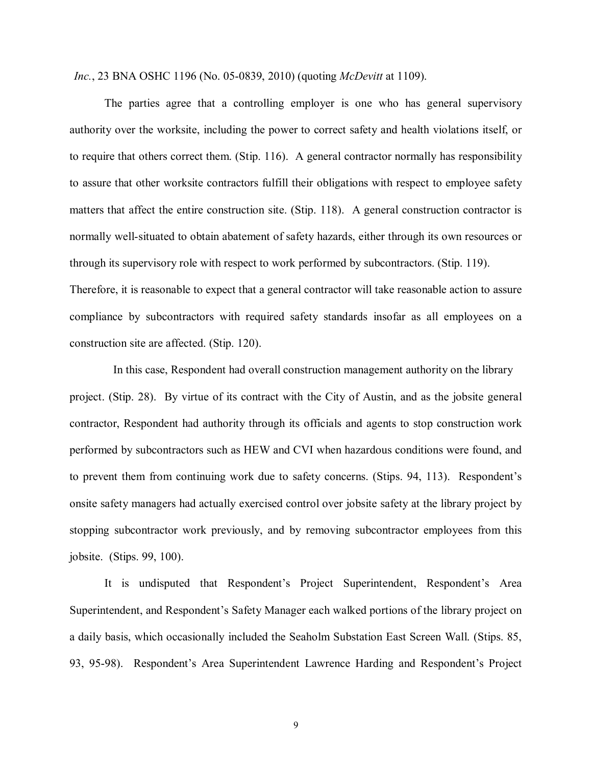*Inc.*, 23 BNA OSHC 1196 (No. 05-0839, 2010) (quoting *McDevitt* at 1109).

The parties agree that a controlling employer is one who has general supervisory authority over the worksite, including the power to correct safety and health violations itself, or to require that others correct them. (Stip. 116). A general contractor normally has responsibility to assure that other worksite contractors fulfill their obligations with respect to employee safety matters that affect the entire construction site. (Stip. 118). A general construction contractor is normally well-situated to obtain abatement of safety hazards, either through its own resources or through its supervisory role with respect to work performed by subcontractors. (Stip. 119). Therefore, it is reasonable to expect that a general contractor will take reasonable action to assure compliance by subcontractors with required safety standards insofar as all employees on a construction site are affected. (Stip. 120).

In this case, Respondent had overall construction management authority on the library project. (Stip. 28). By virtue of its contract with the City of Austin, and as the jobsite general contractor, Respondent had authority through its officials and agents to stop construction work performed by subcontractors such as HEW and CVI when hazardous conditions were found, and to prevent them from continuing work due to safety concerns. (Stips. 94, 113). Respondent's onsite safety managers had actually exercised control over jobsite safety at the library project by stopping subcontractor work previously, and by removing subcontractor employees from this jobsite. (Stips. 99, 100).

It is undisputed that Respondent's Project Superintendent, Respondent's Area Superintendent, and Respondent's Safety Manager each walked portions of the library project on a daily basis, which occasionally included the Seaholm Substation East Screen Wall. (Stips. 85, 93, 95-98). Respondent's Area Superintendent Lawrence Harding and Respondent's Project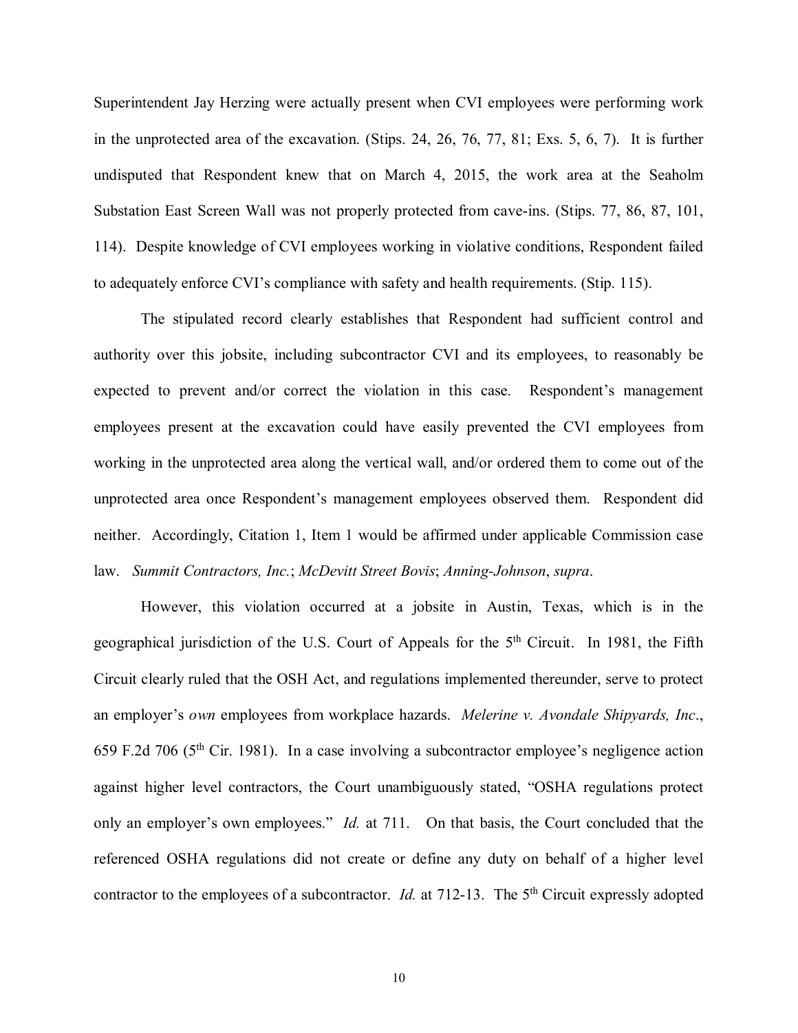Superintendent Jay Herzing were actually present when CVI employees were performing work in the unprotected area of the excavation. (Stips. 24, 26, 76, 77, 81; Exs. 5, 6, 7). It is further undisputed that Respondent knew that on March 4, 2015, the work area at the Seaholm Substation East Screen Wall was not properly protected from cave-ins. (Stips. 77, 86, 87, 101, 114). Despite knowledge of CVI employees working in violative conditions, Respondent failed to adequately enforce CVI's compliance with safety and health requirements. (Stip. 115).

The stipulated record clearly establishes that Respondent had sufficient control and authority over this jobsite, including subcontractor CVI and its employees, to reasonably be expected to prevent and/or correct the violation in this case. Respondent's management employees present at the excavation could have easily prevented the CVI employees from working in the unprotected area along the vertical wall, and/or ordered them to come out of the unprotected area once Respondent's management employees observed them. Respondent did neither. Accordingly, Citation 1, Item 1 would be affirmed under applicable Commission case law. *Summit Contractors, Inc.*; *McDevitt Street Bovis*; *Anning-Johnson*, *supra*.

However, this violation occurred at a jobsite in Austin, Texas, which is in the geographical jurisdiction of the U.S. Court of Appeals for the 5th Circuit. In 1981, the Fifth Circuit clearly ruled that the OSH Act, and regulations implemented thereunder, serve to protect an employer's *own* employees from workplace hazards. *Melerine v. Avondale Shipyards, Inc.*, 659 F.2d 706 (5th Cir. 1981). In a case involving a subcontractor employee's negligence action against higher level contractors, the Court unambiguously stated, "OSHA regulations protect only an employer's own employees." *Id.* at 711. On that basis, the Court concluded that the referenced OSHA regulations did not create or define any duty on behalf of a higher level contractor to the employees of a subcontractor. *Id.* at 712-13. The 5th Circuit expressly adopted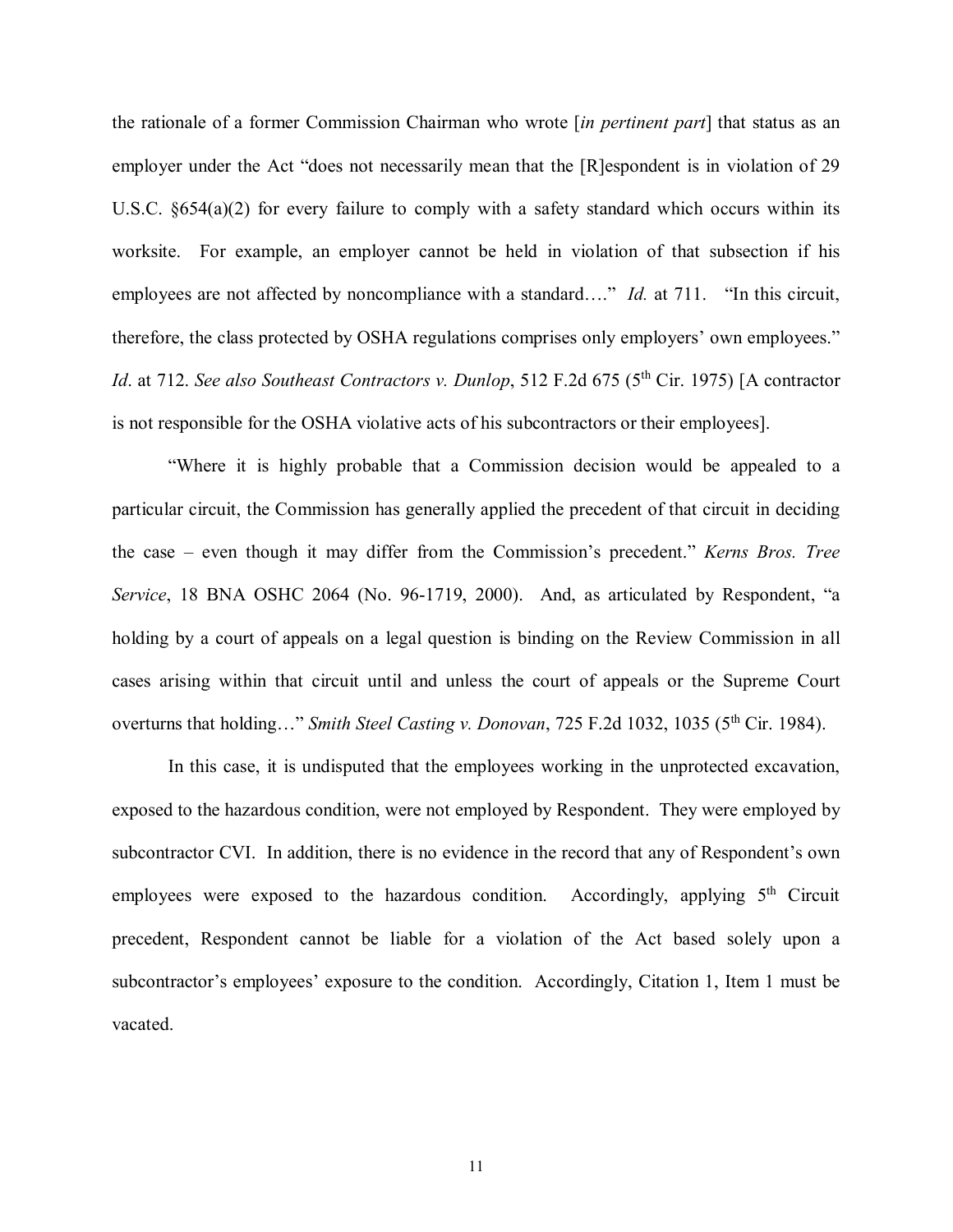the rationale of a former Commission Chairman who wrote [*in pertinent part*] that status as an employer under the Act "does not necessarily mean that the [R]espondent is in violation of 29 U.S.C. §654(a)(2) for every failure to comply with a safety standard which occurs within its worksite. For example, an employer cannot be held in violation of that subsection if his employees are not affected by noncompliance with a standard…." *Id.* at 711. "In this circuit, therefore, the class protected by OSHA regulations comprises only employers' own employees." *Id*. at 712. *See also Southeast Contractors v. Dunlop*, 512 F.2d 675 (5th Cir. 1975) [A contractor is not responsible for the OSHA violative acts of his subcontractors or their employees].

"Where it is highly probable that a Commission decision would be appealed to a particular circuit, the Commission has generally applied the precedent of that circuit in deciding the case – even though it may differ from the Commission's precedent." *Kerns Bros. Tree Service*, 18 BNA OSHC 2064 (No. 96-1719, 2000). And, as articulated by Respondent, "a holding by a court of appeals on a legal question is binding on the Review Commission in all cases arising within that circuit until and unless the court of appeals or the Supreme Court overturns that holding…" *Smith Steel Casting v. Donovan*, 725 F.2d 1032, 1035 (5th Cir. 1984).

In this case, it is undisputed that the employees working in the unprotected excavation, exposed to the hazardous condition, were not employed by Respondent. They were employed by subcontractor CVI. In addition, there is no evidence in the record that any of Respondent's own employees were exposed to the hazardous condition. Accordingly, applying 5th Circuit precedent, Respondent cannot be liable for a violation of the Act based solely upon a subcontractor's employees' exposure to the condition. Accordingly, Citation 1, Item 1 must be vacated.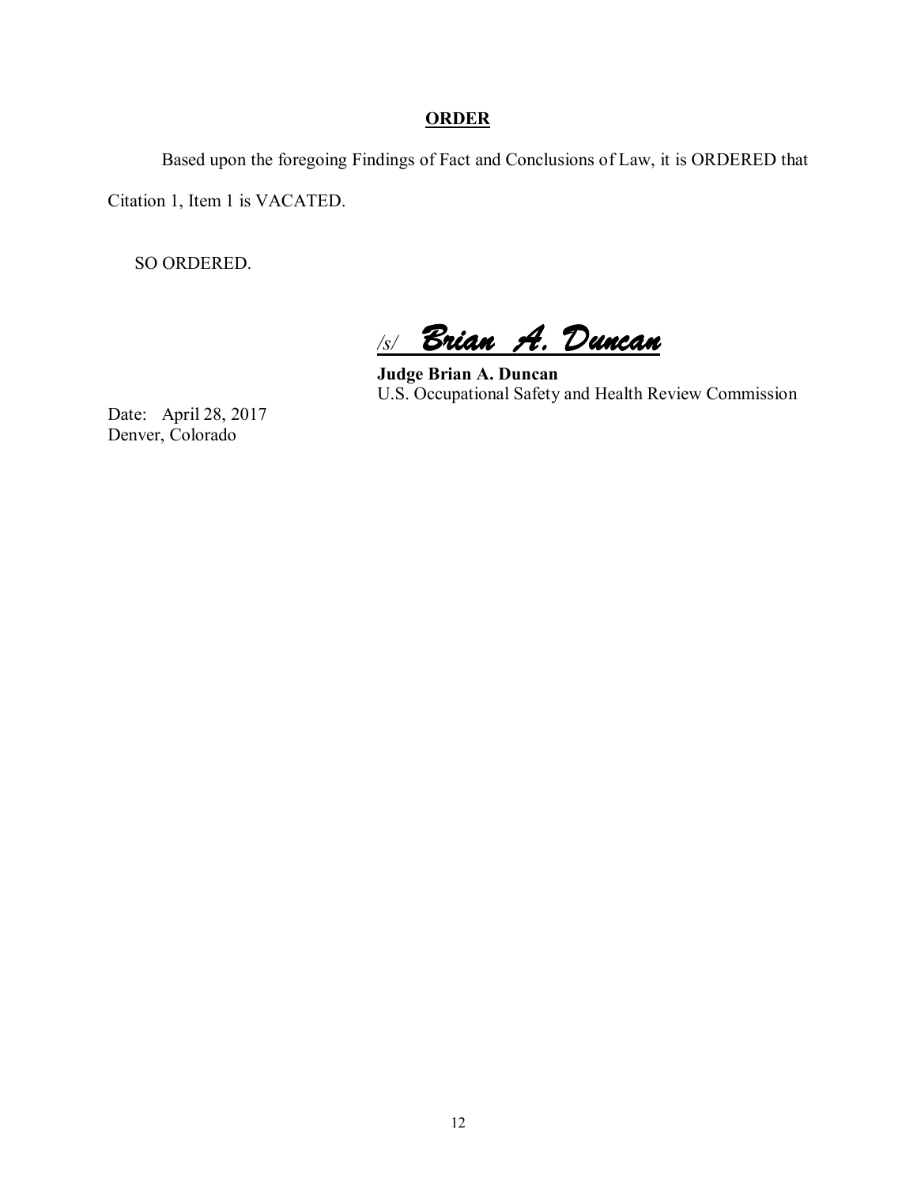**ORDER**

Based upon the foregoing Findings of Fact and Conclusions of Law, it is ORDERED that Citation 1, Item 1 is VACATED.

SO ORDERED.

/s/ *Brian A. Duncan*

**Judge Brian A. Duncan**
U.S. Occupational Safety and Health Review Commission

Date: April 28, 2017
Denver, Colorado